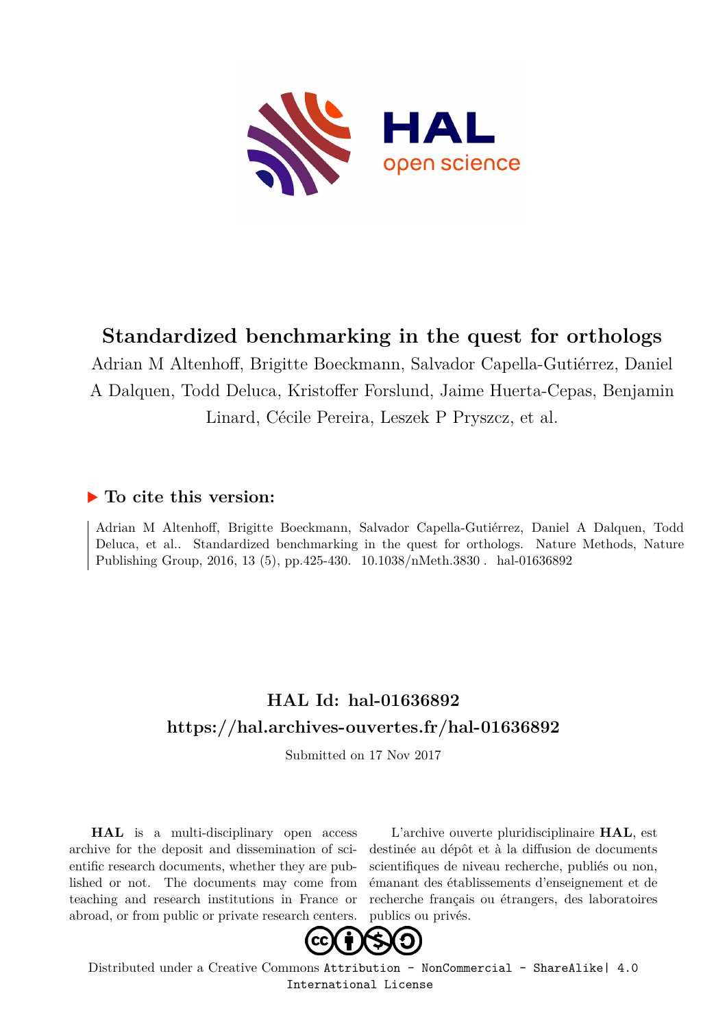# Standardized benchmarking in the quest for orthologs

Adrian M Altenhoff, Brigitte Boeckmann, Salvador Capella-Gutiérrez, Daniel A Dalquen, Todd Deluca, Kristoffer Forslund, Jaime Huerta-Cepas, Benjamin Linard, Cécile Pereira, Leszek P Pryszcz, et al.

## ▶ To cite this version:

Adrian M Altenhoff, Brigitte Boeckmann, Salvador Capella-Gutiérrez, Daniel A Dalquen, Todd Deluca, et al.. Standardized benchmarking in the quest for orthologs. Nature Methods, Nature Publishing Group, 2016, 13 (5), pp.425-430. 10.1038/nMeth.3830 . hal-01636892

## HAL Id: hal-01636892

## https://hal.archives-ouvertes.fr/hal-01636892

Submitted on 17 Nov 2017

**HAL** is a multi-disciplinary open access archive for the deposit and dissemination of scientific research documents, whether they are published or not. The documents may come from teaching and research institutions in France or abroad, or from public or private research centers.

L'archive ouverte pluridisciplinaire **HAL**, est destinée au dépôt et à la diffusion de documents scientifiques de niveau recherche, publiés ou non, émanant des établissements d'enseignement et de recherche français ou étrangers, des laboratoires publics ou privés.

Distributed under a Creative Commons Attribution - NonCommercial - ShareAlike| 4.0 International License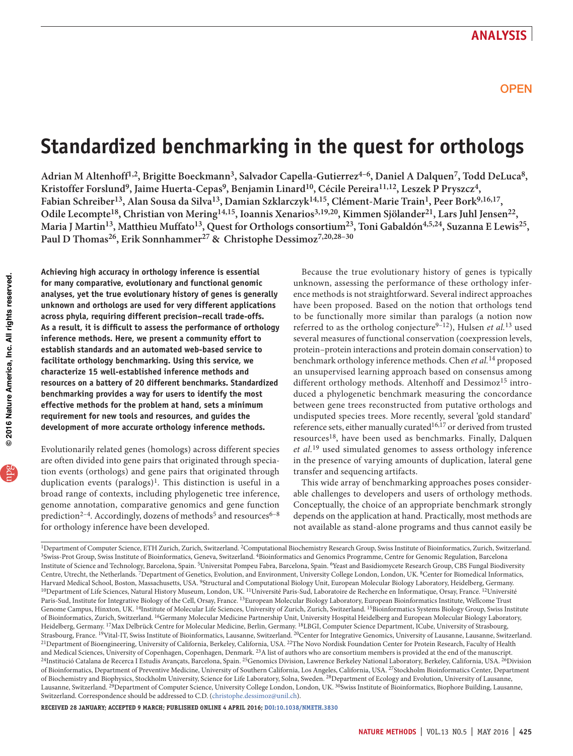# Standardized benchmarking in the quest for orthologs

**Adrian M Altenhoff[1,2], Brigitte Boeckmann[3], Salvador Capella-Gutierrez[4–6], Daniel A Dalquen[7], Todd DeLuca[8], Kristoffer Forslund[9], Jaime Huerta-Cepas[9], Benjamin Linard[10], Cécile Pereira[11,12], Leszek P Pryszcz[4], Fabian Schreiber[13], Alan Sousa da Silva[13], Damian Szklarczyk[14,15], Clément-Marie Train[1], Peer Bork[9,16,17], Odile Lecompte[18], Christian von Mering[14,15], Ioannis Xenarios[3,19,20], Kimmen Sjölander[21], Lars Juhl Jensen[22], Maria J Martin[13], Matthieu Muffato[13], Quest for Orthologs consortium[23], Toni Gabaldón[4,5,24], Suzanna E Lewis[25], Paul D Thomas[26], Erik Sonnhammer[27] & Christophe Dessimoz[7,20,28–30]**

**Achieving high accuracy in orthology inference is essential for many comparative, evolutionary and functional genomic analyses, yet the true evolutionary history of genes is generally unknown and orthologs are used for very different applications across phyla, requiring different precision–recall trade-offs. As a result, it is difficult to assess the performance of orthology inference methods. Here, we present a community effort to establish standards and an automated web-based service to facilitate orthology benchmarking. Using this service, we characterize 15 well-established inference methods and resources on a battery of 20 different benchmarks. Standardized benchmarking provides a way for users to identify the most effective methods for the problem at hand, sets a minimum requirement for new tools and resources, and guides the development of more accurate orthology inference methods.**

Evolutionarily related genes (homologs) across different species are often divided into gene pairs that originated through speciation events (orthologs) and gene pairs that originated through duplication events (paralogs)[1]. This distinction is useful in a broad range of contexts, including phylogenetic tree inference, genome annotation, comparative genomics and gene function prediction[2–4]. Accordingly, dozens of methods[5] and resources[6–8] for orthology inference have been developed.

Because the true evolutionary history of genes is typically unknown, assessing the performance of these orthology inference methods is not straightforward. Several indirect approaches have been proposed. Based on the notion that orthologs tend to be functionally more similar than paralogs (a notion now referred to as the ortholog conjecture[9–12]), Hulsen *et al.*[13] used several measures of functional conservation (coexpression levels, protein–protein interactions and protein domain conservation) to benchmark orthology inference methods. Chen *et al.*[14] proposed an unsupervised learning approach based on consensus among different orthology methods. Altenhoff and Dessimoz[15] introduced a phylogenetic benchmark measuring the concordance between gene trees reconstructed from putative orthologs and undisputed species trees. More recently, several 'gold standard' reference sets, either manually curated[16,17] or derived from trusted resources[18], have been used as benchmarks. Finally, Dalquen *et al.*[19] used simulated genomes to assess orthology inference in the presence of varying amounts of duplication, lateral gene transfer and sequencing artifacts.

This wide array of benchmarking approaches poses considerable challenges to developers and users of orthology methods. Conceptually, the choice of an appropriate benchmark strongly depends on the application at hand. Practically, most methods are not available as stand-alone programs and thus cannot easily be

[1]Department of Computer Science, ETH Zurich, Zurich, Switzerland. [2]Computational Biochemistry Research Group, Swiss Institute of Bioinformatics, Zurich, Switzerland. [3]Swiss-Prot Group, Swiss Institute of Bioinformatics, Geneva, Switzerland. [4]Bioinformatics and Genomics Programme, Centre for Genomic Regulation, Barcelona Institute of Science and Technology, Barcelona, Spain. [5]Universitat Pompeu Fabra, Barcelona, Spain. [6]Yeast and Basidiomycete Research Group, CBS Fungal Biodiversity Centre, Utrecht, the Netherlands. [7]Department of Genetics, Evolution, and Environment, University College London, London, UK. [8]Center for Biomedical Informatics, Harvard Medical School, Boston, Massachusetts, USA. [9]Structural and Computational Biology Unit, European Molecular Biology Laboratory, Heidelberg, Germany. [10]Department of Life Sciences, Natural History Museum, London, UK. [11]Université Paris-Sud, Laboratoire de Recherche en Informatique, Orsay, France. [12]Université Paris-Sud, Institute for Integrative Biology of the Cell, Orsay, France. [13]European Molecular Biology Laboratory, European Bioinformatics Institute, Wellcome Trust Genome Campus, Hinxton, UK. [14]Institute of Molecular Life Sciences, University of Zurich, Zurich, Switzerland. [15]Bioinformatics Systems Biology Group, Swiss Institute of Bioinformatics, Zurich, Switzerland. [16]Germany Molecular Medicine Partnership Unit, University Hospital Heidelberg and European Molecular Biology Laboratory, Heidelberg, Germany. [17]Max Delbrück Centre for Molecular Medicine, Berlin, Germany. [18]LBGI, Computer Science Department, ICube, University of Strasbourg, Strasbourg, France. [19]Vital-IT, Swiss Institute of Bioinformatics, Lausanne, Switzerland. [20]Center for Integrative Genomics, University of Lausanne, Lausanne, Switzerland. [21]Department of Bioengeneering, University of California, Berkeley, California, USA. [22]The Novo Nordisk Foundation Center for Protein Research, Faculty of Health and Medical Sciences, University of Copenhagen, Copenhagen, Denmark. [23]A list of authors who are consortium members is provided at the end of the manuscript. [24]Institució Catalana de Recerca I Estudis Avançats, Barcelona, Spain. [25]Genomics Division, Lawrence Berkeley National Laboratory, Berkeley, California, USA. [26]Division of Bioinformatics, Department of Preventive Medicine, University of Southern California, Los Angeles, California, USA. [27]Stockholm Bioinformatics Center, Department of Biochemistry and Biophysics, Stockholm University, Science for Life Laboratory, Solna, Sweden. [28]Department of Ecology and Evolution, University of Lausanne, Lausanne, Switzerland. [29]Department of Computer Science, University College London, London, UK. [30]Swiss Institute of Bioinformatics, Biophore Building, Lausanne, Switzerland. Correspondence should be addressed to C.D. (christophe.dessimoz@unil.ch).

Received 28 January; accepted 9 March; published online 4 April 2016; doi:10.1038/nmeth.3830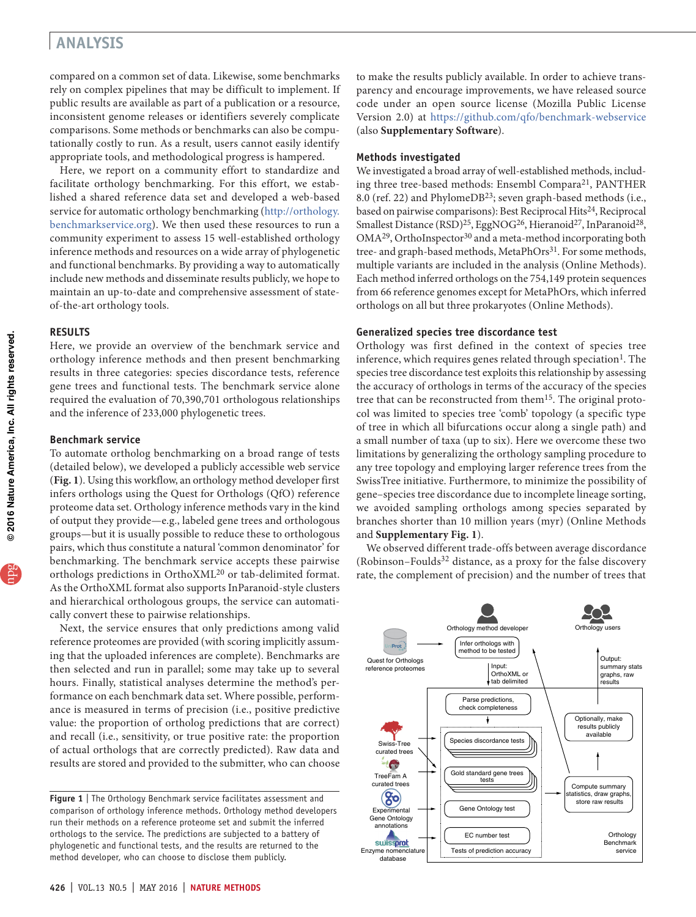compared on a common set of data. Likewise, some benchmarks rely on complex pipelines that may be difficult to implement. If public results are available as part of a publication or a resource, inconsistent genome releases or identifiers severely complicate comparisons. Some methods or benchmarks can also be computationally costly to run. As a result, users cannot easily identify appropriate tools, and methodological progress is hampered.

Here, we report on a community effort to standardize and facilitate orthology benchmarking. For this effort, we established a shared reference data set and developed a web-based service for automatic orthology benchmarking (http://orthology.benchmarkservice.org). We then used these resources to run a community experiment to assess 15 well-established orthology inference methods and resources on a wide array of phylogenetic and functional benchmarks. By providing a way to automatically include new methods and disseminate results publicly, we hope to maintain an up-to-date and comprehensive assessment of state-of-the-art orthology tools.

## RESULTS

Here, we provide an overview of the benchmark service and orthology inference methods and then present benchmarking results in three categories: species discordance tests, reference gene trees and functional tests. The benchmark service alone required the evaluation of 70,390,701 orthologous relationships and the inference of 233,000 phylogenetic trees.

### Benchmark service

To automate ortholog benchmarking on a broad range of tests (detailed below), we developed a publicly accessible web service (**Fig. 1**). Using this workflow, an orthology method developer first infers orthologs using the Quest for Orthologs (QfO) reference proteome data set. Orthology inference methods vary in the kind of output they provide—e.g., labeled gene trees and orthologous groups—but it is usually possible to reduce these to orthologous pairs, which thus constitute a natural 'common denominator' for benchmarking. The benchmark service accepts these pairwise orthologs predictions in OrthoXML[20] or tab-delimited format. As the OrthoXML format also supports InParanoid-style clusters and hierarchical orthologous groups, the service can automatically convert these to pairwise relationships.

Next, the service ensures that only predictions among valid reference proteomes are provided (with scoring implicitly assuming that the uploaded inferences are complete). Benchmarks are then selected and run in parallel; some may take up to several hours. Finally, statistical analyses determine the method's performance on each benchmark data set. Where possible, performance is measured in terms of precision (i.e., positive predictive value: the proportion of ortholog predictions that are correct) and recall (i.e., sensitivity, or true positive rate: the proportion of actual orthologs that are correctly predicted). Raw data and results are stored and provided to the submitter, who can choose to make the results publicly available. In order to achieve transparency and encourage improvements, we have released source code under an open source license (Mozilla Public License Version 2.0) at https://github.com/qfo/benchmark-webservice (also **Supplementary Software**).

### Methods investigated

We investigated a broad array of well-established methods, including three tree-based methods: Ensembl Compara[21], PANTHER 8.0 (ref. 22) and PhylomeDB[23]; seven graph-based methods (i.e., based on pairwise comparisons): Best Reciprocal Hits[24], Reciprocal Smallest Distance (RSD)[25], EggNOG[26], Hieranoid[27], InParanoid[28], OMA[29], OrthoInspector[30] and a meta-method incorporating both tree- and graph-based methods, MetaPhOrs[31]. For some methods, multiple variants are included in the analysis (Online Methods). Each method inferred orthologs on the 754,149 protein sequences from 66 reference genomes except for MetaPhOrs, which inferred orthologs on all but three prokaryotes (Online Methods).

### Generalized species tree discordance test

Orthology was first defined in the context of species tree inference, which requires genes related through speciation[1]. The species tree discordance test exploits this relationship by assessing the accuracy of orthologs in terms of the accuracy of the species tree that can be reconstructed from them[15]. The original protocol was limited to species tree 'comb' topology (a specific type of tree in which all bifurcations occur along a single path) and a small number of taxa (up to six). Here we overcome these two limitations by generalizing the orthology sampling procedure to any tree topology and employing larger reference trees from the SwissTree initiative. Furthermore, to minimize the possibility of gene–species tree discordance due to incomplete lineage sorting, we avoided sampling orthologs among species separated by branches shorter than 10 million years (myr) (Online Methods and **Supplementary Fig. 1**).

We observed different trade-offs between average discordance (Robinson–Foulds[32] distance, as a proxy for the false discovery rate, the complement of precision) and the number of trees that

**Figure 1** | The Orthology Benchmark service facilitates assessment and comparison of orthology inference methods. Orthology method developers run their methods on a reference proteome set and submit the inferred orthologs to the service. The predictions are subjected to a battery of phylogenetic and functional tests, and the results are returned to the method developer, who can choose to disclose them publicly.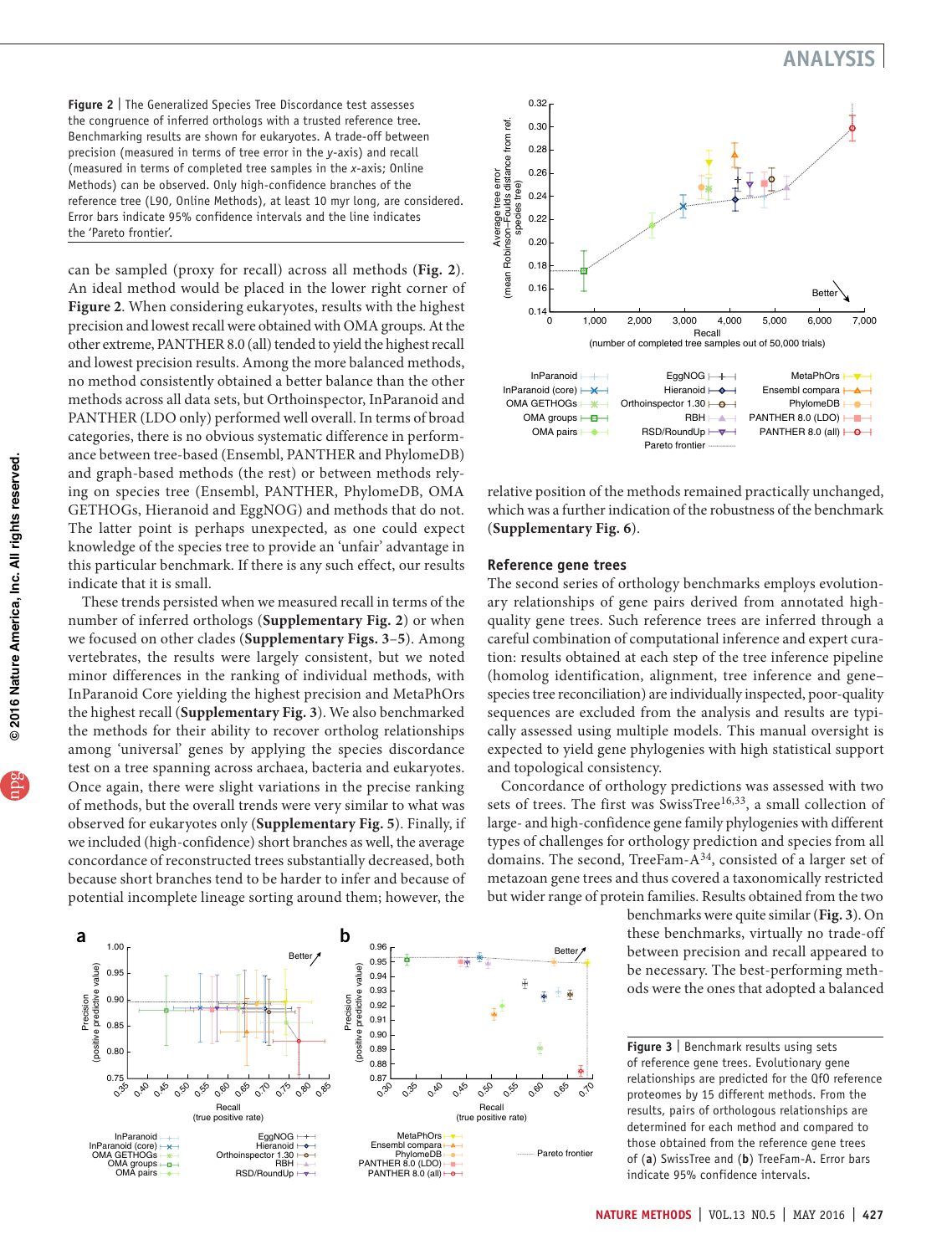**Figure 2** | The Generalized Species Tree Discordance test assesses the congruence of inferred orthologs with a trusted reference tree. Benchmarking results are shown for eukaryotes. A trade-off between precision (measured in terms of tree error in the *y*-axis) and recall (measured in terms of completed tree samples in the *x*-axis; Online Methods) can be observed. Only high-confidence branches of the reference tree (L90, Online Methods), at least 10 myr long, are considered. Error bars indicate 95% confidence intervals and the line indicates the 'Pareto frontier'.

can be sampled (proxy for recall) across all methods (**Fig. 2**). An ideal method would be placed in the lower right corner of **Figure 2**. When considering eukaryotes, results with the highest precision and lowest recall were obtained with OMA groups. At the other extreme, PANTHER 8.0 (all) tended to yield the highest recall and lowest precision results. Among the more balanced methods, no method consistently obtained a better balance than the other methods across all data sets, but Orthoinspector, InParanoid and PANTHER (LDO only) performed well overall. In terms of broad categories, there is no obvious systematic difference in performance between tree-based (Ensembl, PANTHER and PhylomeDB) and graph-based methods (the rest) or between methods relying on species tree (Ensembl, PANTHER, PhylomeDB, OMA GETHOGs, Hieranoid and EggNOG) and methods that do not. The latter point is perhaps unexpected, as one could expect knowledge of the species tree to provide an 'unfair' advantage in this particular benchmark. If there is any such effect, our results indicate that it is small.

These trends persisted when we measured recall in terms of the number of inferred orthologs (**Supplementary Fig. 2**) or when we focused on other clades (**Supplementary Figs. 3**–**5**). Among vertebrates, the results were largely consistent, but we noted minor differences in the ranking of individual methods, with InParanoid Core yielding the highest precision and MetaPhOrs the highest recall (**Supplementary Fig. 3**). We also benchmarked the methods for their ability to recover ortholog relationships among 'universal' genes by applying the species discordance test on a tree spanning across archaea, bacteria and eukaryotes. Once again, there were slight variations in the precise ranking of methods, but the overall trends were very similar to what was observed for eukaryotes only (**Supplementary Fig. 5**). Finally, if we included (high-confidence) short branches as well, the average concordance of reconstructed trees substantially decreased, both because short branches tend to be harder to infer and because of potential incomplete lineage sorting around them; however, the relative position of the methods remained practically unchanged, which was a further indication of the robustness of the benchmark (**Supplementary Fig. 6**).

### Reference gene trees

The second series of orthology benchmarks employs evolutionary relationships of gene pairs derived from annotated high-quality gene trees. Such reference trees are inferred through a careful combination of computational inference and expert curation: results obtained at each step of the tree inference pipeline (homolog identification, alignment, tree inference and gene–species tree reconciliation) are individually inspected, poor-quality sequences are excluded from the analysis and results are typically assessed using multiple models. This manual oversight is expected to yield gene phylogenies with high statistical support and topological consistency.

Concordance of orthology predictions was assessed with two sets of trees. The first was SwissTree[16,33], a small collection of large- and high-confidence gene family phylogenies with different types of challenges for orthology prediction and species from all domains. The second, TreeFam-A[34], consisted of a larger set of metazoan gene trees and thus covered a taxonomically restricted but wider range of protein families. Results obtained from the two benchmarks were quite similar (**Fig. 3**). On these benchmarks, virtually no trade-off between precision and recall appeared to be necessary. The best-performing methods were the ones that adopted a balanced

**Figure 3** | Benchmark results using sets of reference gene trees. Evolutionary gene relationships are predicted for the QfO reference proteomes by 15 different methods. From the results, pairs of orthologous relationships are determined for each method and compared to those obtained from the reference gene trees of (**a**) SwissTree and (**b**) TreeFam-A. Error bars indicate 95% confidence intervals.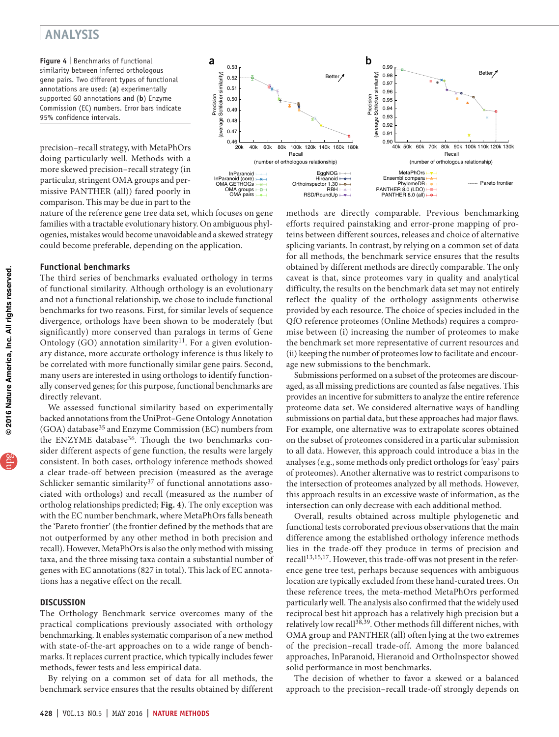**Figure 4** | Benchmarks of functional similarity between inferred orthologous gene pairs. Two different types of functional annotations are used: (**a**) experimentally supported GO annotations and (**b**) Enzyme Commission (EC) numbers. Error bars indicate 95% confidence intervals.

precision–recall strategy, with MetaPhOrs doing particularly well. Methods with a more skewed precision–recall strategy (in particular, stringent OMA groups and permissive PANTHER (all)) fared poorly in comparison. This may be due in part to the nature of the reference gene tree data set, which focuses on gene families with a tractable evolutionary history. On ambiguous phylogenies, mistakes would become unavoidable and a skewed strategy could become preferable, depending on the application.

### Functional benchmarks

The third series of benchmarks evaluated orthology in terms of functional similarity. Although orthology is an evolutionary and not a functional relationship, we chose to include functional benchmarks for two reasons. First, for similar levels of sequence divergence, orthologs have been shown to be moderately (but significantly) more conserved than paralogs in terms of Gene Ontology (GO) annotation similarity[11]. For a given evolutionary distance, more accurate orthology inference is thus likely to be correlated with more functionally similar gene pairs. Second, many users are interested in using orthologs to identify functionally conserved genes; for this purpose, functional benchmarks are directly relevant.

We assessed functional similarity based on experimentally backed annotations from the UniProt–Gene Ontology Annotation (GOA) database[35] and Enzyme Commission (EC) numbers from the ENZYME database[36]. Though the two benchmarks consider different aspects of gene function, the results were largely consistent. In both cases, orthology inference methods showed a clear trade-off between precision (measured as the average Schlicker semantic similarity[37] of functional annotations associated with orthologs) and recall (measured as the number of ortholog relationships predicted; **Fig. 4**). The only exception was with the EC number benchmark, where MetaPhOrs falls beneath the 'Pareto frontier' (the frontier defined by the methods that are not outperformed by any other method in both precision and recall). However, MetaPhOrs is also the only method with missing taxa, and the three missing taxa contain a substantial number of genes with EC annotations (827 in total). This lack of EC annotations has a negative effect on the recall.

## DISCUSSION

The Orthology Benchmark service overcomes many of the practical complications previously associated with orthology benchmarking. It enables systematic comparison of a new method with state-of-the-art approaches on to a wide range of benchmarks. It replaces current practice, which typically includes fewer methods, fewer tests and less empirical data.

By relying on a common set of data for all methods, the benchmark service ensures that the results obtained by different methods are directly comparable. Previous benchmarking efforts required painstaking and error-prone mapping of proteins between different sources, releases and choice of alternative splicing variants. In contrast, by relying on a common set of data for all methods, the benchmark service ensures that the results obtained by different methods are directly comparable. The only caveat is that, since proteomes vary in quality and analytical difficulty, the results on the benchmark data set may not entirely reflect the quality of the orthology assignments otherwise provided by each resource. The choice of species included in the QfO reference proteomes (Online Methods) requires a compromise between (i) increasing the number of proteomes to make the benchmark set more representative of current resources and (ii) keeping the number of proteomes low to facilitate and encourage new submissions to the benchmark.

Submissions performed on a subset of the proteomes are discouraged, as all missing predictions are counted as false negatives. This provides an incentive for submitters to analyze the entire reference proteome data set. We considered alternative ways of handling submissions on partial data, but these approaches had major flaws. For example, one alternative was to extrapolate scores obtained on the subset of proteomes considered in a particular submission to all data. However, this approach could introduce a bias in the analyses (e.g., some methods only predict orthologs for 'easy' pairs of proteomes). Another alternative was to restrict comparisons to the intersection of proteomes analyzed by all methods. However, this approach results in an excessive waste of information, as the intersection can only decrease with each additional method.

Overall, results obtained across multiple phylogenetic and functional tests corroborated previous observations that the main difference among the established orthology inference methods lies in the trade-off they produce in terms of precision and recall[13,15,17]. However, this trade-off was not present in the reference gene tree test, perhaps because sequences with ambiguous location are typically excluded from these hand-curated trees. On these reference trees, the meta-method MetaPhOrs performed particularly well. The analysis also confirmed that the widely used reciprocal best hit approach has a relatively high precision but a relatively low recall[38,39]. Other methods fill different niches, with OMA group and PANTHER (all) often lying at the two extremes of the precision–recall trade-off. Among the more balanced approaches, InParanoid, Hieranoid and OrthoInspector showed solid performance in most benchmarks.

The decision of whether to favor a skewed or a balanced approach to the precision–recall trade-off strongly depends on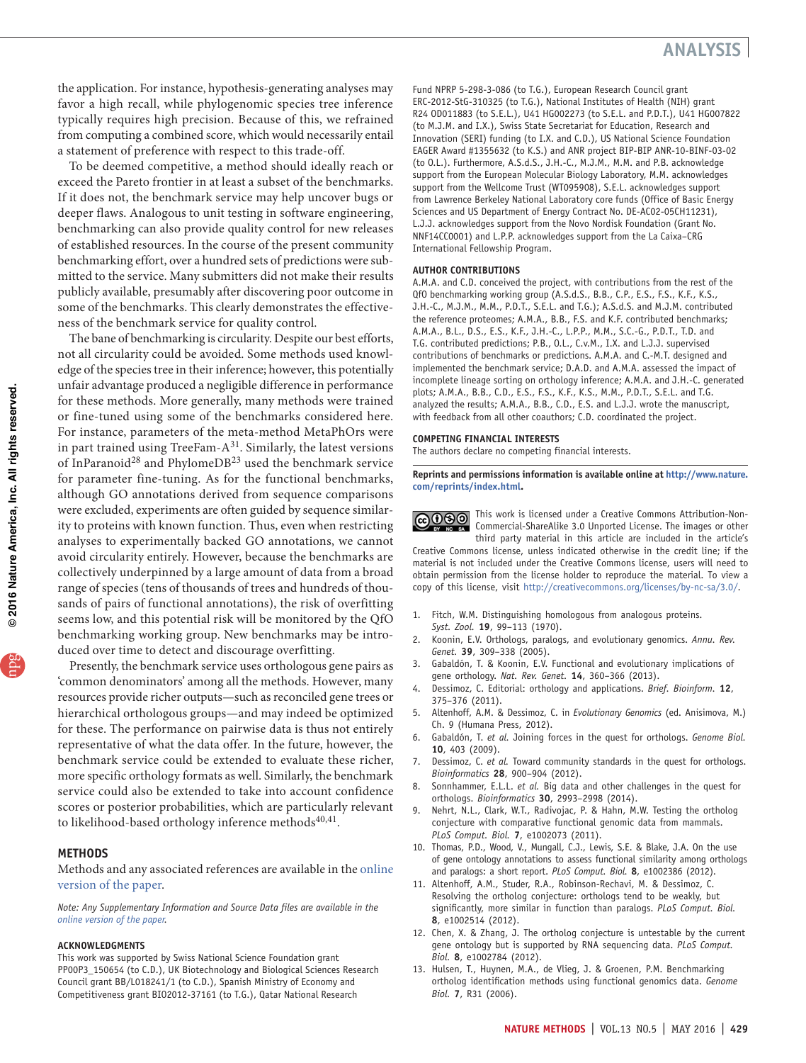the application. For instance, hypothesis-generating analyses may favor a high recall, while phylogenomic species tree inference typically requires high precision. Because of this, we refrained from computing a combined score, which would necessarily entail a statement of preference with respect to this trade-off.

To be deemed competitive, a method should ideally reach or exceed the Pareto frontier in at least a subset of the benchmarks. If it does not, the benchmark service may help uncover bugs or deeper flaws. Analogous to unit testing in software engineering, benchmarking can also provide quality control for new releases of established resources. In the course of the present community benchmarking effort, over a hundred sets of predictions were submitted to the service. Many submitters did not make their results publicly available, presumably after discovering poor outcome in some of the benchmarks. This clearly demonstrates the effectiveness of the benchmark service for quality control.

The bane of benchmarking is circularity. Despite our best efforts, not all circularity could be avoided. Some methods used knowledge of the species tree in their inference; however, this potentially unfair advantage produced a negligible difference in performance for these methods. More generally, many methods were trained or fine-tuned using some of the benchmarks considered here. For instance, parameters of the meta-method MetaPhOrs were in part trained using TreeFam-A[31]. Similarly, the latest versions of InParanoid[28] and PhylomeDB[23] used the benchmark service for parameter fine-tuning. As for the functional benchmarks, although GO annotations derived from sequence comparisons were excluded, experiments are often guided by sequence similarity to proteins with known function. Thus, even when restricting analyses to experimentally backed GO annotations, we cannot avoid circularity entirely. However, because the benchmarks are collectively underpinned by a large amount of data from a broad range of species (tens of thousands of trees and hundreds of thousands of pairs of functional annotations), the risk of overfitting seems low, and this potential risk will be monitored by the QfO benchmarking working group. New benchmarks may be introduced over time to detect and discourage overfitting.

Presently, the benchmark service uses orthologous gene pairs as 'common denominators' among all the methods. However, many resources provide richer outputs—such as reconciled gene trees or hierarchical orthologous groups—and may indeed be optimized for these. The performance on pairwise data is thus not entirely representative of what the data offer. In the future, however, the benchmark service could be extended to evaluate these richer, more specific orthology formats as well. Similarly, the benchmark service could also be extended to take into account confidence scores or posterior probabilities, which are particularly relevant to likelihood-based orthology inference methods[40,41].

## METHODS

Methods and any associated references are available in the online version of the paper.

*Note: Any Supplementary Information and Source Data files are available in the online version of the paper.*

#### ACKNOWLEDGMENTS

This work was supported by Swiss National Science Foundation grant PP00P3_150654 (to C.D.), UK Biotechnology and Biological Sciences Research Council grant BB/L018241/1 (to C.D.), Spanish Ministry of Economy and Competitiveness grant BIO2012-37161 (to T.G.), Qatar National Research Fund NPRP 5-298-3-086 (to T.G.), European Research Council grant ERC-2012-StG-310325 (to T.G.), National Institutes of Health (NIH) grant R24 OD011883 (to S.E.L.), U41 HG002273 (to S.E.L. and P.D.T.), U41 HG007822 (to M.J.M. and I.X.), Swiss State Secretariat for Education, Research and Innovation (SERI) funding (to I.X. and C.D.), US National Science Foundation EAGER Award #1355632 (to K.S.) and ANR project BIP-BIP ANR-10-BINF-03-02 (to O.L.). Furthermore, A.S.d.S., J.H.-C., M.J.M., M.M. and P.B. acknowledge support from the European Molecular Biology Laboratory, M.M. acknowledges support from the Wellcome Trust (WT095908), S.E.L. acknowledges support from Lawrence Berkeley National Laboratory core funds (Office of Basic Energy Sciences and US Department of Energy Contract No. DE-AC02-05CH11231), L.J.J. acknowledges support from the Novo Nordisk Foundation (Grant No. NNF14CC0001) and L.P.P. acknowledges support from the La Caixa–CRG International Fellowship Program.

#### AUTHOR CONTRIBUTIONS

A.M.A. and C.D. conceived the project, with contributions from the rest of the QfO benchmarking working group (A.S.d.S., B.B., C.P., E.S., F.S., K.F., K.S., J.H.-C., M.J.M., M.M., P.D.T., S.E.L. and T.G.); A.S.d.S. and M.J.M. contributed the reference proteomes; A.M.A., B.B., F.S. and K.F. contributed benchmarks; A.M.A., B.L., D.S., E.S., K.F., J.H.-C., L.P.P., M.M., S.C.-G., P.D.T., T.D. and T.G. contributed predictions; P.B., O.L., C.v.M., I.X. and L.J.J. supervised contributions of benchmarks or predictions. A.M.A. and C.-M.T. designed and implemented the benchmark service; D.A.D. and A.M.A. assessed the impact of incomplete lineage sorting on orthology inference; A.M.A. and J.H.-C. generated plots; A.M.A., B.B., C.D., E.S., F.S., K.F., K.S., M.M., P.D.T., S.E.L. and T.G. analyzed the results; A.M.A., B.B., C.D., E.S. and L.J.J. wrote the manuscript, with feedback from all other coauthors; C.D. coordinated the project.

#### COMPETING FINANCIAL INTERESTS

The authors declare no competing financial interests.

**Reprints and permissions information is available online at http://www.nature.com/reprints/index.html.**

This work is licensed under a Creative Commons Attribution-Non-Commercial-ShareAlike 3.0 Unported License. The images or other third party material in this article are included in the article's Creative Commons license, unless indicated otherwise in the credit line; if the material is not included under the Creative Commons license, users will need to obtain permission from the license holder to reproduce the material. To view a copy of this license, visit http://creativecommons.org/licenses/by-nc-sa/3.0/.

1. Fitch, W.M. Distinguishing homologous from analogous proteins. *Syst. Zool.* **19**, 99–113 (1970).
2. Koonin, E.V. Orthologs, paralogs, and evolutionary genomics. *Annu. Rev. Genet.* **39**, 309–338 (2005).
3. Gabaldón, T. & Koonin, E.V. Functional and evolutionary implications of gene orthology. *Nat. Rev. Genet.* **14**, 360–366 (2013).
4. Dessimoz, C. Editorial: orthology and applications. *Brief. Bioinform.* **12**, 375–376 (2011).
5. Altenhoff, A.M. & Dessimoz, C. in *Evolutionary Genomics* (ed. Anisimova, M.) Ch. 9 (Humana Press, 2012).
6. Gabaldón, T. *et al.* Joining forces in the quest for orthologs. *Genome Biol.* **10**, 403 (2009).
7. Dessimoz, C. *et al.* Toward community standards in the quest for orthologs. *Bioinformatics* **28**, 900–904 (2012).
8. Sonnhammer, E.L.L. *et al.* Big data and other challenges in the quest for orthologs. *Bioinformatics* **30**, 2993–2998 (2014).
9. Nehrt, N.L., Clark, W.T., Radivojac, P. & Hahn, M.W. Testing the ortholog conjecture with comparative functional genomic data from mammals. *PLoS Comput. Biol.* **7**, e1002073 (2011).
10. Thomas, P.D., Wood, V., Mungall, C.J., Lewis, S.E. & Blake, J.A. On the use of gene ontology annotations to assess functional similarity among orthologs and paralogs: a short report. *PLoS Comput. Biol.* **8**, e1002386 (2012).
11. Altenhoff, A.M., Studer, R.A., Robinson-Rechavi, M. & Dessimoz, C. Resolving the ortholog conjecture: orthologs tend to be weakly, but significantly, more similar in function than paralogs. *PLoS Comput. Biol.* **8**, e1002514 (2012).
12. Chen, X. & Zhang, J. The ortholog conjecture is untestable by the current gene ontology but is supported by RNA sequencing data. *PLoS Comput. Biol.* **8**, e1002784 (2012).
13. Hulsen, T., Huynen, M.A., de Vlieg, J. & Groenen, P.M. Benchmarking ortholog identification methods using functional genomics data. *Genome Biol.* **7**, R31 (2006).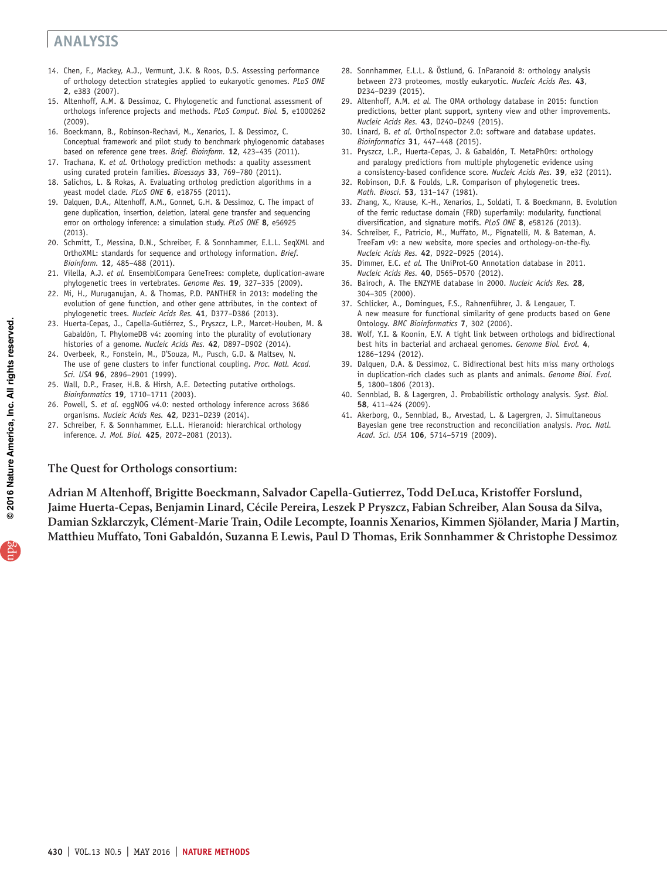14. Chen, F., Mackey, A.J., Vermunt, J.K. & Roos, D.S. Assessing performance of orthology detection strategies applied to eukaryotic genomes. *PLoS ONE* **2**, e383 (2007).
15. Altenhoff, A.M. & Dessimoz, C. Phylogenetic and functional assessment of orthologs inference projects and methods. *PLoS Comput. Biol.* **5**, e1000262 (2009).
16. Boeckmann, B., Robinson-Rechavi, M., Xenarios, I. & Dessimoz, C. Conceptual framework and pilot study to benchmark phylogenomic databases based on reference gene trees. *Brief. Bioinform.* **12**, 423–435 (2011).
17. Trachana, K. *et al.* Orthology prediction methods: a quality assessment using curated protein families. *Bioessays* **33**, 769–780 (2011).
18. Salichos, L. & Rokas, A. Evaluating ortholog prediction algorithms in a yeast model clade. *PLoS ONE* **6**, e18755 (2011).
19. Dalquen, D.A., Altenhoff, A.M., Gonnet, G.H. & Dessimoz, C. The impact of gene duplication, insertion, deletion, lateral gene transfer and sequencing error on orthology inference: a simulation study. *PLoS ONE* **8**, e56925 (2013).
20. Schmitt, T., Messina, D.N., Schreiber, F. & Sonnhammer, E.L.L. SeqXML and OrthoXML: standards for sequence and orthology information. *Brief. Bioinform.* **12**, 485–488 (2011).
21. Vilella, A.J. *et al.* EnsemblCompara GeneTrees: complete, duplication-aware phylogenetic trees in vertebrates. *Genome Res.* **19**, 327–335 (2009).
22. Mi, H., Muruganujan, A. & Thomas, P.D. PANTHER in 2013: modeling the evolution of gene function, and other gene attributes, in the context of phylogenetic trees. *Nucleic Acids Res.* **41**, D377–D386 (2013).
23. Huerta-Cepas, J., Capella-Gutiérrez, S., Pryszcz, L.P., Marcet-Houben, M. & Gabaldón, T. PhylomeDB v4: zooming into the plurality of evolutionary histories of a genome. *Nucleic Acids Res.* **42**, D897–D902 (2014).
24. Overbeek, R., Fonstein, M., D'Souza, M., Pusch, G.D. & Maltsev, N. The use of gene clusters to infer functional coupling. *Proc. Natl. Acad. Sci. USA* **96**, 2896–2901 (1999).
25. Wall, D.P., Fraser, H.B. & Hirsh, A.E. Detecting putative orthologs. *Bioinformatics* **19**, 1710–1711 (2003).
26. Powell, S. *et al.* eggNOG v4.0: nested orthology inference across 3686 organisms. *Nucleic Acids Res.* **42**, D231–D239 (2014).
27. Schreiber, F. & Sonnhammer, E.L.L. Hieranoid: hierarchical orthology inference. *J. Mol. Biol.* **425**, 2072–2081 (2013).
28. Sonnhammer, E.L.L. & Östlund, G. InParanoid 8: orthology analysis between 273 proteomes, mostly eukaryotic. *Nucleic Acids Res.* **43**, D234–D239 (2015).
29. Altenhoff, A.M. *et al.* The OMA orthology database in 2015: function predictions, better plant support, synteny view and other improvements. *Nucleic Acids Res.* **43**, D240–D249 (2015).
30. Linard, B. *et al.* OrthoInspector 2.0: software and database updates. *Bioinformatics* **31**, 447–448 (2015).
31. Pryszcz, L.P., Huerta-Cepas, J. & Gabaldón, T. MetaPhOrs: orthology and paralogy predictions from multiple phylogenetic evidence using a consistency-based confidence score. *Nucleic Acids Res.* **39**, e32 (2011).
32. Robinson, D.F. & Foulds, L.R. Comparison of phylogenetic trees. *Math. Biosci.* **53**, 131–147 (1981).
33. Zhang, X., Krause, K.-H., Xenarios, I., Soldati, T. & Boeckmann, B. Evolution of the ferric reductase domain (FRD) superfamily: modularity, functional diversification, and signature motifs. *PLoS ONE* **8**, e58126 (2013).
34. Schreiber, F., Patricio, M., Muffato, M., Pignatelli, M. & Bateman, A. TreeFam v9: a new website, more species and orthology-on-the-fly. *Nucleic Acids Res.* **42**, D922–D925 (2014).
35. Dimmer, E.C. *et al.* The UniProt-GO Annotation database in 2011. *Nucleic Acids Res.* **40**, D565–D570 (2012).
36. Bairoch, A. The ENZYME database in 2000. *Nucleic Acids Res.* **28**, 304–305 (2000).
37. Schlicker, A., Domingues, F.S., Rahnenführer, J. & Lengauer, T. A new measure for functional similarity of gene products based on Gene Ontology. *BMC Bioinformatics* **7**, 302 (2006).
38. Wolf, Y.I. & Koonin, E.V. A tight link between orthologs and bidirectional best hits in bacterial and archaeal genomes. *Genome Biol. Evol.* **4**, 1286–1294 (2012).
39. Dalquen, D.A. & Dessimoz, C. Bidirectional best hits miss many orthologs in duplication-rich clades such as plants and animals. *Genome Biol. Evol.* **5**, 1800–1806 (2013).
40. Sennblad, B. & Lagergren, J. Probabilistic orthology analysis. *Syst. Biol.* **58**, 411–424 (2009).
41. Akerborg, O., Sennblad, B., Arvestad, L. & Lagergren, J. Simultaneous Bayesian gene tree reconstruction and reconciliation analysis. *Proc. Natl. Acad. Sci. USA* **106**, 5714–5719 (2009).

## The Quest for Orthologs consortium:

**Adrian M Altenhoff, Brigitte Boeckmann, Salvador Capella-Gutierrez, Todd DeLuca, Kristoffer Forslund, Jaime Huerta-Cepas, Benjamin Linard, Cécile Pereira, Leszek P Pryszcz, Fabian Schreiber, Alan Sousa da Silva, Damian Szklarczyk, Clément-Marie Train, Odile Lecompte, Ioannis Xenarios, Kimmen Sjölander, Maria J Martin, Matthieu Muffato, Toni Gabaldón, Suzanna E Lewis, Paul D Thomas, Erik Sonnhammer & Christophe Dessimoz**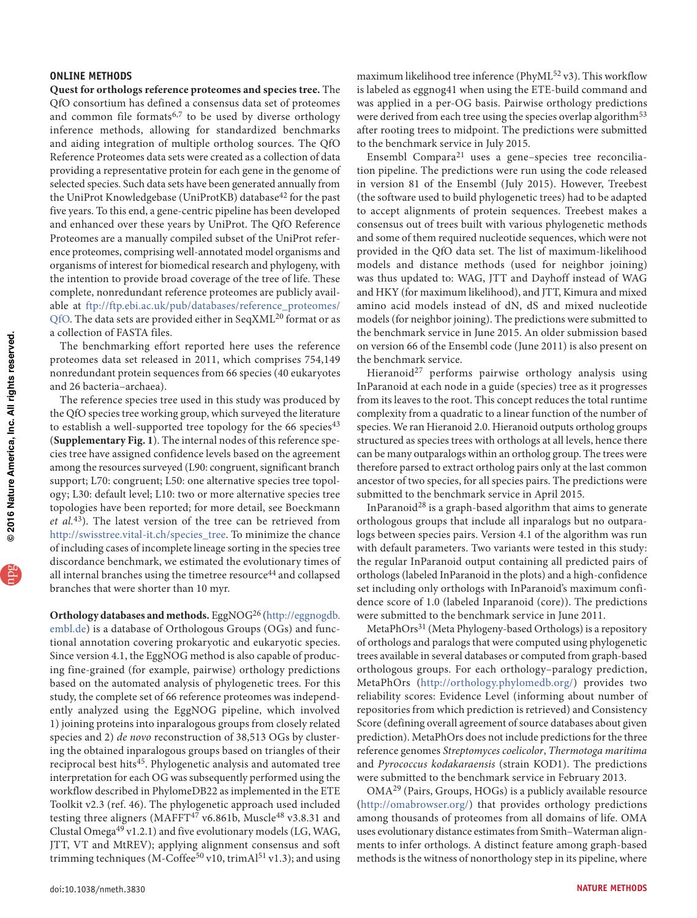## ONLINE METHODS

**Quest for orthologs reference proteomes and species tree.** The QfO consortium has defined a consensus data set of proteomes and common file formats[6,7] to be used by diverse orthology inference methods, allowing for standardized benchmarks and aiding integration of multiple ortholog sources. The QfO Reference Proteomes data sets were created as a collection of data providing a representative protein for each gene in the genome of selected species. Such data sets have been generated annually from the UniProt Knowledgebase (UniProtKB) database[42] for the past five years. To this end, a gene-centric pipeline has been developed and enhanced over these years by UniProt. The QfO Reference Proteomes are a manually compiled subset of the UniProt reference proteomes, comprising well-annotated model organisms and organisms of interest for biomedical research and phylogeny, with the intention to provide broad coverage of the tree of life. These complete, nonredundant reference proteomes are publicly available at ftp://ftp.ebi.ac.uk/pub/databases/reference_proteomes/QfO. The data sets are provided either in SeqXML[20] format or as a collection of FASTA files.

The benchmarking effort reported here uses the reference proteomes data set released in 2011, which comprises 754,149 nonredundant protein sequences from 66 species (40 eukaryotes and 26 bacteria–archaea).

The reference species tree used in this study was produced by the QfO species tree working group, which surveyed the literature to establish a well-supported tree topology for the 66 species[43] (**Supplementary Fig. 1**). The internal nodes of this reference species tree have assigned confidence levels based on the agreement among the resources surveyed (L90: congruent, significant branch support; L70: congruent; L50: one alternative species tree topology; L30: default level; L10: two or more alternative species tree topologies have been reported; for more detail, see Boeckmann *et al.*[43]). The latest version of the tree can be retrieved from http://swisstree.vital-it.ch/species_tree. To minimize the chance of including cases of incomplete lineage sorting in the species tree discordance benchmark, we estimated the evolutionary times of all internal branches using the timetree resource[44] and collapsed branches that were shorter than 10 myr.

**Orthology databases and methods.** EggNOG[26] (http://eggnogdb.embl.de) is a database of Orthologous Groups (OGs) and functional annotation covering prokaryotic and eukaryotic species. Since version 4.1, the EggNOG method is also capable of producing fine-grained (for example, pairwise) orthology predictions based on the automated analysis of phylogenetic trees. For this study, the complete set of 66 reference proteomes was independently analyzed using the EggNOG pipeline, which involved 1) joining proteins into inparalogous groups from closely related species and 2) *de novo* reconstruction of 38,513 OGs by clustering the obtained inparalogous groups based on triangles of their reciprocal best hits[45]. Phylogenetic analysis and automated tree interpretation for each OG was subsequently performed using the workflow described in PhylomeDB22 as implemented in the ETE Toolkit v2.3 (ref. 46). The phylogenetic approach used included testing three aligners (MAFFT[47] v6.861b, Muscle[48] v3.8.31 and Clustal Omega[49] v1.2.1) and five evolutionary models (LG, WAG, JTT, VT and MtREV); applying alignment consensus and soft trimming techniques (M-Coffee[50] v10, trimAl[51] v1.3); and using maximum likelihood tree inference (PhyML[52] v3). This workflow is labeled as eggnog41 when using the ETE-build command and was applied in a per-OG basis. Pairwise orthology predictions were derived from each tree using the species overlap algorithm[53] after rooting trees to midpoint. The predictions were submitted to the benchmark service in July 2015.

Ensembl Compara[21] uses a gene–species tree reconciliation pipeline. The predictions were run using the code released in version 81 of the Ensembl (July 2015). However, Treebest (the software used to build phylogenetic trees) had to be adapted to accept alignments of protein sequences. Treebest makes a consensus out of trees built with various phylogenetic methods and some of them required nucleotide sequences, which were not provided in the QfO data set. The list of maximum-likelihood models and distance methods (used for neighbor joining) was thus updated to: WAG, JTT and Dayhoff instead of WAG and HKY (for maximum likelihood), and JTT, Kimura and mixed amino acid models instead of dN, dS and mixed nucleotide models (for neighbor joining). The predictions were submitted to the benchmark service in June 2015. An older submission based on version 66 of the Ensembl code (June 2011) is also present on the benchmark service.

Hieranoid[27] performs pairwise orthology analysis using InParanoid at each node in a guide (species) tree as it progresses from its leaves to the root. This concept reduces the total runtime complexity from a quadratic to a linear function of the number of species. We ran Hieranoid 2.0. Hieranoid outputs ortholog groups structured as species trees with orthologs at all levels, hence there can be many outparalogs within an ortholog group. The trees were therefore parsed to extract ortholog pairs only at the last common ancestor of two species, for all species pairs. The predictions were submitted to the benchmark service in April 2015.

InParanoid[28] is a graph-based algorithm that aims to generate orthologous groups that include all inparalogs but no outparalogs between species pairs. Version 4.1 of the algorithm was run with default parameters. Two variants were tested in this study: the regular InParanoid output containing all predicted pairs of orthologs (labeled InParanoid in the plots) and a high-confidence set including only orthologs with InParanoid's maximum confidence score of 1.0 (labeled Inparanoid (core)). The predictions were submitted to the benchmark service in June 2011.

MetaPhOrs[31] (Meta Phylogeny-based Orthologs) is a repository of orthologs and paralogs that were computed using phylogenetic trees available in several databases or computed from graph-based orthologous groups. For each orthology–paralogy prediction, MetaPhOrs (http://orthology.phylomedb.org/) provides two reliability scores: Evidence Level (informing about number of repositories from which prediction is retrieved) and Consistency Score (defining overall agreement of source databases about given prediction). MetaPhOrs does not include predictions for the three reference genomes *Streptomyces coelicolor*, *Thermotoga maritima* and *Pyrococcus kodakaraensis* (strain KOD1). The predictions were submitted to the benchmark service in February 2013.

OMA[29] (Pairs, Groups, HOGs) is a publicly available resource (http://omabrowser.org/) that provides orthology predictions among thousands of proteomes from all domains of life. OMA uses evolutionary distance estimates from Smith–Waterman alignments to infer orthologs. A distinct feature among graph-based methods is the witness of nonorthology step in its pipeline, where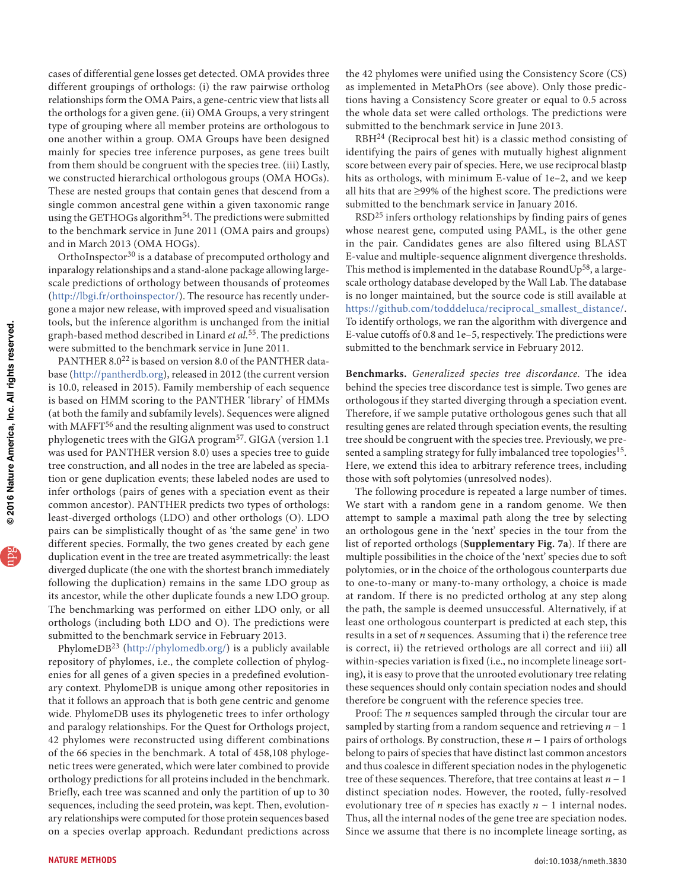cases of differential gene losses get detected. OMA provides three different groupings of orthologs: (i) the raw pairwise ortholog relationships form the OMA Pairs, a gene-centric view that lists all the orthologs for a given gene. (ii) OMA Groups, a very stringent type of grouping where all member proteins are orthologous to one another within a group. OMA Groups have been designed mainly for species tree inference purposes, as gene trees built from them should be congruent with the species tree. (iii) Lastly, we constructed hierarchical orthologous groups (OMA HOGs). These are nested groups that contain genes that descend from a single common ancestral gene within a given taxonomic range using the GETHOGs algorithm[54]. The predictions were submitted to the benchmark service in June 2011 (OMA pairs and groups) and in March 2013 (OMA HOGs).

OrthoInspector[30] is a database of precomputed orthology and inparalogy relationships and a stand-alone package allowing large-scale predictions of orthology between thousands of proteomes (http://lbgi.fr/orthoinspector/). The resource has recently undergone a major new release, with improved speed and visualisation tools, but the inference algorithm is unchanged from the initial graph-based method described in Linard *et al.*[55]. The predictions were submitted to the benchmark service in June 2011.

PANTHER 8.0[22] is based on version 8.0 of the PANTHER database (http://pantherdb.org), released in 2012 (the current version is 10.0, released in 2015). Family membership of each sequence is based on HMM scoring to the PANTHER 'library' of HMMs (at both the family and subfamily levels). Sequences were aligned with MAFFT[56] and the resulting alignment was used to construct phylogenetic trees with the GIGA program[57]. GIGA (version 1.1 was used for PANTHER version 8.0) uses a species tree to guide tree construction, and all nodes in the tree are labeled as speciation or gene duplication events; these labeled nodes are used to infer orthologs (pairs of genes with a speciation event as their common ancestor). PANTHER predicts two types of orthologs: least-diverged orthologs (LDO) and other orthologs (O). LDO pairs can be simplistically thought of as 'the same gene' in two different species. Formally, the two genes created by each gene duplication event in the tree are treated asymmetrically: the least diverged duplicate (the one with the shortest branch immediately following the duplication) remains in the same LDO group as its ancestor, while the other duplicate founds a new LDO group. The benchmarking was performed on either LDO only, or all orthologs (including both LDO and O). The predictions were submitted to the benchmark service in February 2013.

PhylomeDB[23] (http://phylomedb.org/) is a publicly available repository of phylomes, i.e., the complete collection of phylogenies for all genes of a given species in a predefined evolutionary context. PhylomeDB is unique among other repositories in that it follows an approach that is both gene centric and genome wide. PhylomeDB uses its phylogenetic trees to infer orthology and paralogy relationships. For the Quest for Orthologs project, 42 phylomes were reconstructed using different combinations of the 66 species in the benchmark. A total of 458,108 phylogenetic trees were generated, which were later combined to provide orthology predictions for all proteins included in the benchmark. Briefly, each tree was scanned and only the partition of up to 30 sequences, including the seed protein, was kept. Then, evolutionary relationships were computed for those protein sequences based on a species overlap approach. Redundant predictions across the 42 phylomes were unified using the Consistency Score (CS) as implemented in MetaPhOrs (see above). Only those predictions having a Consistency Score greater or equal to 0.5 across the whole data set were called orthologs. The predictions were submitted to the benchmark service in June 2013.

RBH[24] (Reciprocal best hit) is a classic method consisting of identifying the pairs of genes with mutually highest alignment score between every pair of species. Here, we use reciprocal blastp hits as orthologs, with minimum E-value of 1e–2, and we keep all hits that are ≥99% of the highest score. The predictions were submitted to the benchmark service in January 2016.

RSD[25] infers orthology relationships by finding pairs of genes whose nearest gene, computed using PAML, is the other gene in the pair. Candidates genes are also filtered using BLAST E-value and multiple-sequence alignment divergence thresholds. This method is implemented in the database RoundUp[58], a large-scale orthology database developed by the Wall Lab. The database is no longer maintained, but the source code is still available at https://github.com/todddeluca/reciprocal_smallest_distance/. To identify orthologs, we ran the algorithm with divergence and E-value cutoffs of 0.8 and 1e–5, respectively. The predictions were submitted to the benchmark service in February 2012.

**Benchmarks.** *Generalized species tree discordance.* The idea behind the species tree discordance test is simple. Two genes are orthologous if they started diverging through a speciation event. Therefore, if we sample putative orthologous genes such that all resulting genes are related through speciation events, the resulting tree should be congruent with the species tree. Previously, we presented a sampling strategy for fully imbalanced tree topologies[15]. Here, we extend this idea to arbitrary reference trees, including those with soft polytomies (unresolved nodes).

The following procedure is repeated a large number of times. We start with a random gene in a random genome. We then attempt to sample a maximal path along the tree by selecting an orthologous gene in the 'next' species in the tour from the list of reported orthologs (**Supplementary Fig. 7a**). If there are multiple possibilities in the choice of the 'next' species due to soft polytomies, or in the choice of the orthologous counterparts due to one-to-many or many-to-many orthology, a choice is made at random. If there is no predicted ortholog at any step along the path, the sample is deemed unsuccessful. Alternatively, if at least one orthologous counterpart is predicted at each step, this results in a set of $n$ sequences. Assuming that i) the reference tree is correct, ii) the retrieved orthologs are all correct and iii) all within-species variation is fixed (i.e., no incomplete lineage sorting), it is easy to prove that the unrooted evolutionary tree relating these sequences should only contain speciation nodes and should therefore be congruent with the reference species tree.

Proof: The $n$ sequences sampled through the circular tour are sampled by starting from a random sequence and retrieving $n - 1$ pairs of orthologs. By construction, these $n - 1$ pairs of orthologs belong to pairs of species that have distinct last common ancestors and thus coalesce in different speciation nodes in the phylogenetic tree of these sequences. Therefore, that tree contains at least $n - 1$ distinct speciation nodes. However, the rooted, fully-resolved evolutionary tree of $n$ species has exactly $n - 1$ internal nodes. Thus, all the internal nodes of the gene tree are speciation nodes. Since we assume that there is no incomplete lineage sorting, as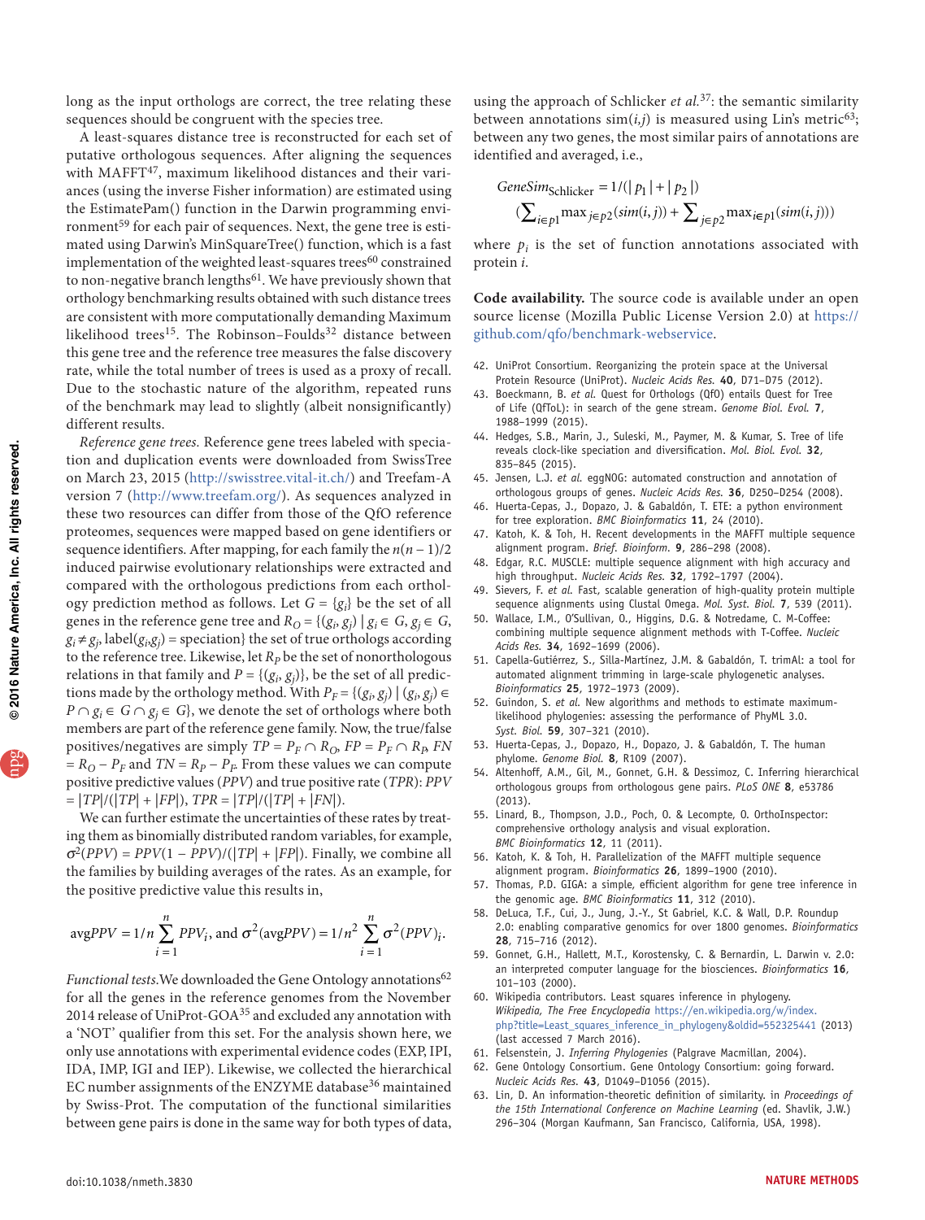long as the input orthologs are correct, the tree relating these sequences should be congruent with the species tree.

A least-squares distance tree is reconstructed for each set of putative orthologous sequences. After aligning the sequences with MAFFT[47], maximum likelihood distances and their variances (using the inverse Fisher information) are estimated using the EstimatePam() function in the Darwin programming environment[59] for each pair of sequences. Next, the gene tree is estimated using Darwin's MinSquareTree() function, which is a fast implementation of the weighted least-squares trees[60] constrained to non-negative branch lengths[61]. We have previously shown that orthology benchmarking results obtained with such distance trees are consistent with more computationally demanding Maximum likelihood trees[15]. The Robinson–Foulds[32] distance between this gene tree and the reference tree measures the false discovery rate, while the total number of trees is used as a proxy of recall. Due to the stochastic nature of the algorithm, repeated runs of the benchmark may lead to slightly (albeit nonsignificantly) different results.

*Reference gene trees.* Reference gene trees labeled with speciation and duplication events were downloaded from SwissTree on March 23, 2015 (http://swisstree.vital-it.ch/) and Treefam-A version 7 (http://www.treefam.org/). As sequences analyzed in these two resources can differ from those of the QfO reference proteomes, sequences were mapped based on gene identifiers or sequence identifiers. After mapping, for each family the $n(n-1)/2$ induced pairwise evolutionary relationships were extracted and compared with the orthologous predictions from each orthology prediction method as follows. Let $G = \{g_i\}$ be the set of all genes in the reference gene tree and $R_O = \{(g_i, g_j) \mid g_i \in G, g_j \in G, g_i \neq g_j, \text{label}(g_i,g_j) = \text{speciation}\}$ the set of true orthologs according to the reference tree. Likewise, let $R_P$ be the set of nonorthologous relations in that family and $P = \{(g_i, g_j)\}$, be the set of all predictions made by the orthology method. With $P_F = \{(g_i, g_j) \mid (g_i, g_j) \in P \cap g_i \in G \cap g_j \in G\}$, we denote the set of orthologs where both members are part of the reference gene family. Now, the true/false positives/negatives are simply $TP = P_F \cap R_O$, $FP = P_F \cap R_P$, $FN = R_O - P_F$ and $TN = R_P - P_F$. From these values we can compute positive predictive values ($PPV$) and true positive rate ($TPR$): $PPV = |TP|/(|TP| + |FP|)$, $TPR = |TP|/(|TP| + |FN|)$.

We can further estimate the uncertainties of these rates by treating them as binomially distributed random variables, for example, $\sigma^2(PPV) = PPV(1 - PPV)/(|TP| + |FP|)$. Finally, we combine all the families by building averages of the rates. As an example, for the positive predictive value this results in,

$$\text{avg}PPV = 1/n \sum_{i=1}^{n} PPV_i, \text{ and } \sigma^2(\text{avg}PPV) = 1/n^2 \sum_{i=1}^{n} \sigma^2(PPV)_i.$$

*Functional tests.* We downloaded the Gene Ontology annotations[62] for all the genes in the reference genomes from the November 2014 release of UniProt-GOA[35] and excluded any annotation with a 'NOT' qualifier from this set. For the analysis shown here, we only use annotations with experimental evidence codes (EXP, IPI, IDA, IMP, IGI and IEP). Likewise, we collected the hierarchical EC number assignments of the ENZYME database[36] maintained by Swiss-Prot. The computation of the functional similarities between gene pairs is done in the same way for both types of data, using the approach of Schlicker *et al.*[37]: the semantic similarity between annotations $sim(i,j)$ is measured using Lin's metric[63]; between any two genes, the most similar pairs of annotations are identified and averaged, i.e.,

$$GeneSim_{\text{Schlicker}} = 1/(|p_1| + |p_2|) \left(\sum_{i \in p1} \max_{j \in p2}(sim(i,j)) + \sum_{j \in p2} \max_{i \in p1}(sim(i,j))\right)$$

where $p_i$ is the set of function annotations associated with protein $i$.

**Code availability.** The source code is available under an open source license (Mozilla Public License Version 2.0) at https://github.com/qfo/benchmark-webservice.

42. UniProt Consortium. Reorganizing the protein space at the Universal Protein Resource (UniProt). *Nucleic Acids Res.* **40**, D71–D75 (2012).
43. Boeckmann, B. *et al.* Quest for Orthologs (QfO) entails Quest for Tree of Life (QfToL): in search of the gene stream. *Genome Biol. Evol.* **7**, 1988–1999 (2015).
44. Hedges, S.B., Marin, J., Suleski, M., Paymer, M. & Kumar, S. Tree of life reveals clock-like speciation and diversification. *Mol. Biol. Evol.* **32**, 835–845 (2015).
45. Jensen, L.J. *et al.* eggNOG: automated construction and annotation of orthologous groups of genes. *Nucleic Acids Res.* **36**, D250–D254 (2008).
46. Huerta-Cepas, J., Dopazo, J. & Gabaldón, T. ETE: a python environment for tree exploration. *BMC Bioinformatics* **11**, 24 (2010).
47. Katoh, K. & Toh, H. Recent developments in the MAFFT multiple sequence alignment program. *Brief. Bioinform.* **9**, 286–298 (2008).
48. Edgar, R.C. MUSCLE: multiple sequence alignment with high accuracy and high throughput. *Nucleic Acids Res.* **32**, 1792–1797 (2004).
49. Sievers, F. *et al.* Fast, scalable generation of high-quality protein multiple sequence alignments using Clustal Omega. *Mol. Syst. Biol.* **7**, 539 (2011).
50. Wallace, I.M., O'Sullivan, O., Higgins, D.G. & Notredame, C. M-Coffee: combining multiple sequence alignment methods with T-Coffee. *Nucleic Acids Res.* **34**, 1692–1699 (2006).
51. Capella-Gutiérrez, S., Silla-Martínez, J.M. & Gabaldón, T. trimAl: a tool for automated alignment trimming in large-scale phylogenetic analyses. *Bioinformatics* **25**, 1972–1973 (2009).
52. Guindon, S. *et al.* New algorithms and methods to estimate maximum-likelihood phylogenies: assessing the performance of PhyML 3.0. *Syst. Biol.* **59**, 307–321 (2010).
53. Huerta-Cepas, J., Dopazo, H., Dopazo, J. & Gabaldón, T. The human phylome. *Genome Biol.* **8**, R109 (2007).
54. Altenhoff, A.M., Gil, M., Gonnet, G.H. & Dessimoz, C. Inferring hierarchical orthologous groups from orthologous gene pairs. *PLoS ONE* **8**, e53786 (2013).
55. Linard, B., Thompson, J.D., Poch, O. & Lecompte, O. OrthoInspector: comprehensive orthology analysis and visual exploration. *BMC Bioinformatics* **12**, 11 (2011).
56. Katoh, K. & Toh, H. Parallelization of the MAFFT multiple sequence alignment program. *Bioinformatics* **26**, 1899–1900 (2010).
57. Thomas, P.D. GIGA: a simple, efficient algorithm for gene tree inference in the genomic age. *BMC Bioinformatics* **11**, 312 (2010).
58. DeLuca, T.F., Cui, J., Jung, J.-Y., St Gabriel, K.C. & Wall, D.P. Roundup 2.0: enabling comparative genomics for over 1800 genomes. *Bioinformatics* **28**, 715–716 (2012).
59. Gonnet, G.H., Hallett, M.T., Korostensky, C. & Bernardin, L. Darwin v. 2.0: an interpreted computer language for the biosciences. *Bioinformatics* **16**, 101–103 (2000).
60. Wikipedia contributors. Least squares inference in phylogeny. *Wikipedia, The Free Encyclopedia* https://en.wikipedia.org/w/index.php?title=Least_squares_inference_in_phylogeny&oldid=552325441 (2013) (last accessed 7 March 2016).
61. Felsenstein, J. *Inferring Phylogenies* (Palgrave Macmillan, 2004).
62. Gene Ontology Consortium. Gene Ontology Consortium: going forward. *Nucleic Acids Res.* **43**, D1049–D1056 (2015).
63. Lin, D. An information-theoretic definition of similarity. in *Proceedings of the 15th International Conference on Machine Learning* (ed. Shavlik, J.W.) 296–304 (Morgan Kaufmann, San Francisco, California, USA, 1998).